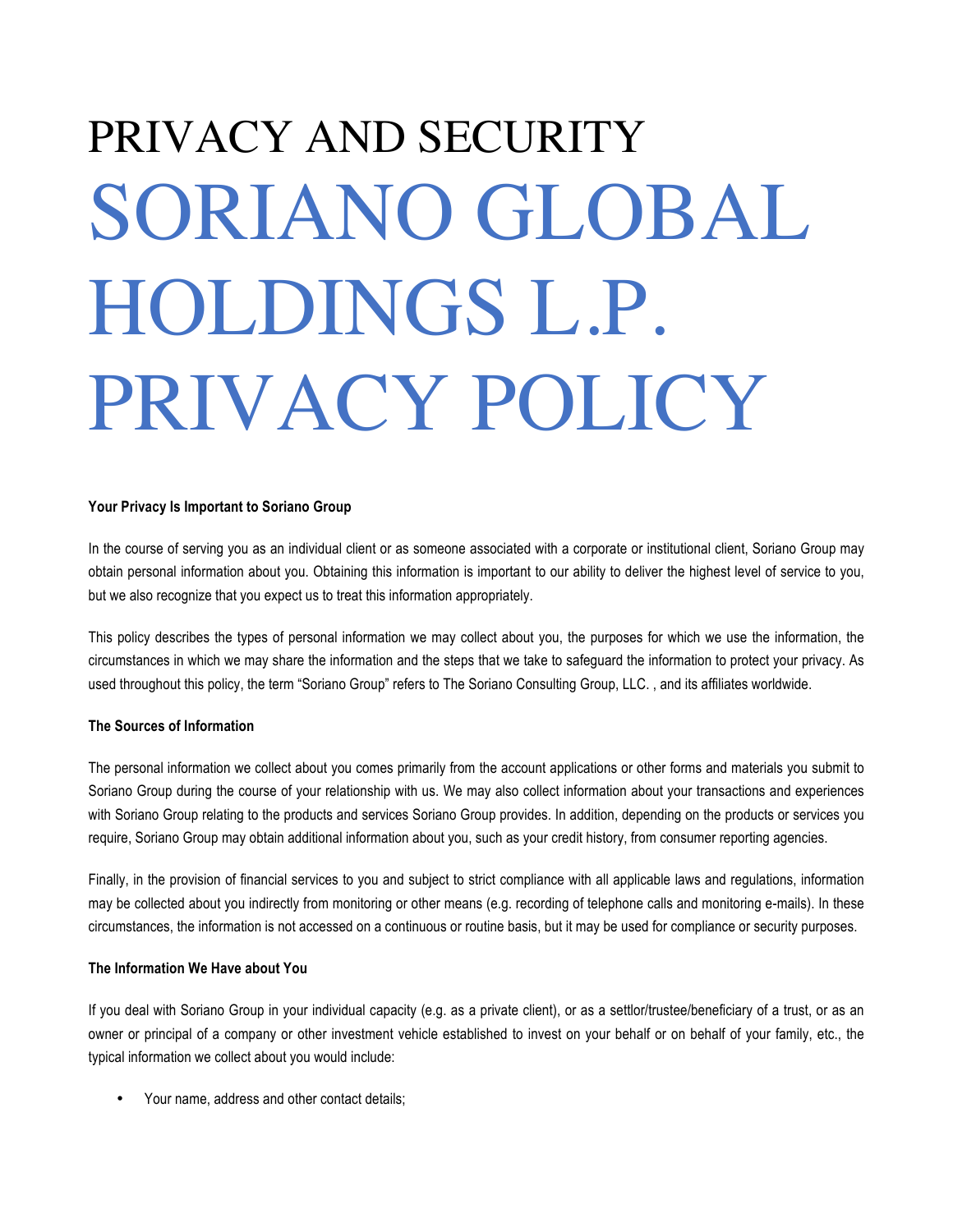# PRIVACY AND SECURITY

# SORIANO GLOBAL HOLDINGS L.P. PRIVACY POLICY

**Your Privacy Is Important to Soriano Group**

In the course of serving you as an individual client or as someone associated with a corporate or institutional client, Soriano Group may obtain personal information about you. Obtaining this information is important to our ability to deliver the highest level of service to you, but we also recognize that you expect us to treat this information appropriately.

This policy describes the types of personal information we may collect about you, the purposes for which we use the information, the circumstances in which we may share the information and the steps that we take to safeguard the information to protect your privacy. As used throughout this policy, the term "Soriano Group" refers to The Soriano Consulting Group, LLC. , and its affiliates worldwide.

**The Sources of Information**

The personal information we collect about you comes primarily from the account applications or other forms and materials you submit to Soriano Group during the course of your relationship with us. We may also collect information about your transactions and experiences with Soriano Group relating to the products and services Soriano Group provides. In addition, depending on the products or services you require, Soriano Group may obtain additional information about you, such as your credit history, from consumer reporting agencies.

Finally, in the provision of financial services to you and subject to strict compliance with all applicable laws and regulations, information may be collected about you indirectly from monitoring or other means (e.g. recording of telephone calls and monitoring e-mails). In these circumstances, the information is not accessed on a continuous or routine basis, but it may be used for compliance or security purposes.

**The Information We Have about You**

If you deal with Soriano Group in your individual capacity (e.g. as a private client), or as a settlor/trustee/beneficiary of a trust, or as an owner or principal of a company or other investment vehicle established to invest on your behalf or on behalf of your family, etc., the typical information we collect about you would include:

- Your name, address and other contact details;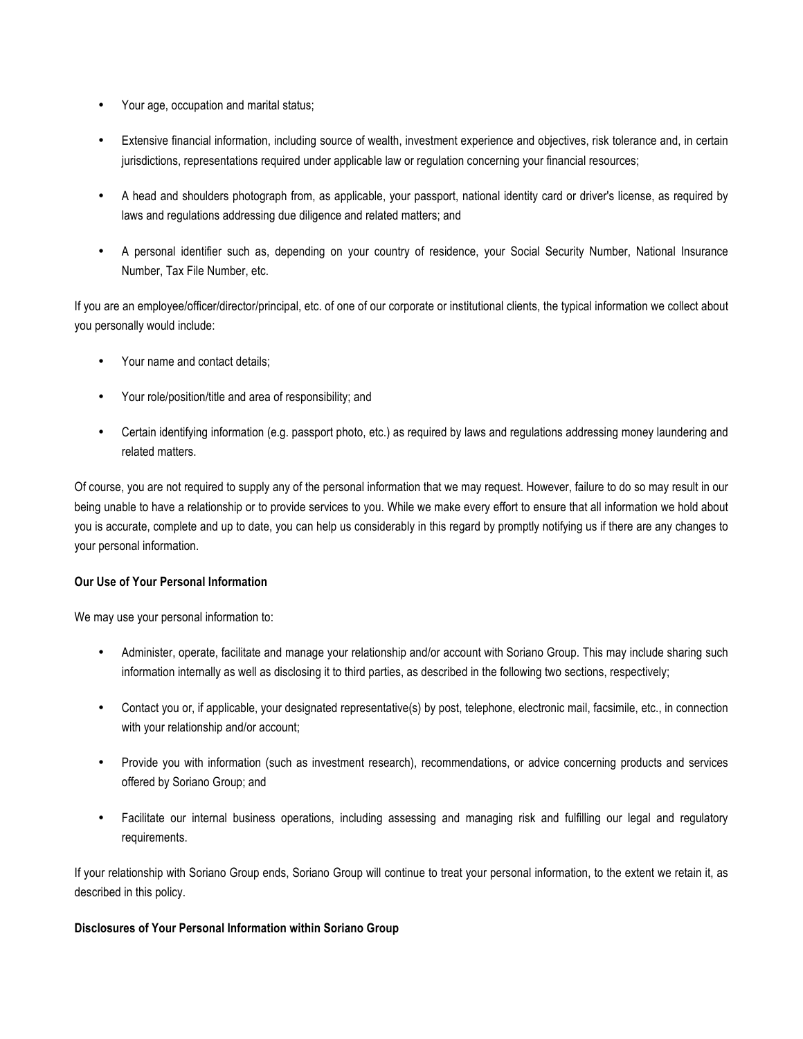- Your age, occupation and marital status;

- Extensive financial information, including source of wealth, investment experience and objectives, risk tolerance and, in certain jurisdictions, representations required under applicable law or regulation concerning your financial resources;

- A head and shoulders photograph from, as applicable, your passport, national identity card or driver's license, as required by laws and regulations addressing due diligence and related matters; and

- A personal identifier such as, depending on your country of residence, your Social Security Number, National Insurance Number, Tax File Number, etc.

If you are an employee/officer/director/principal, etc. of one of our corporate or institutional clients, the typical information we collect about you personally would include:

- Your name and contact details;

- Your role/position/title and area of responsibility; and

- Certain identifying information (e.g. passport photo, etc.) as required by laws and regulations addressing money laundering and related matters.

Of course, you are not required to supply any of the personal information that we may request. However, failure to do so may result in our being unable to have a relationship or to provide services to you. While we make every effort to ensure that all information we hold about you is accurate, complete and up to date, you can help us considerably in this regard by promptly notifying us if there are any changes to your personal information.

**Our Use of Your Personal Information**

We may use your personal information to:

- Administer, operate, facilitate and manage your relationship and/or account with Soriano Group. This may include sharing such information internally as well as disclosing it to third parties, as described in the following two sections, respectively;

- Contact you or, if applicable, your designated representative(s) by post, telephone, electronic mail, facsimile, etc., in connection with your relationship and/or account;

- Provide you with information (such as investment research), recommendations, or advice concerning products and services offered by Soriano Group; and

- Facilitate our internal business operations, including assessing and managing risk and fulfilling our legal and regulatory requirements.

If your relationship with Soriano Group ends, Soriano Group will continue to treat your personal information, to the extent we retain it, as described in this policy.

**Disclosures of Your Personal Information within Soriano Group**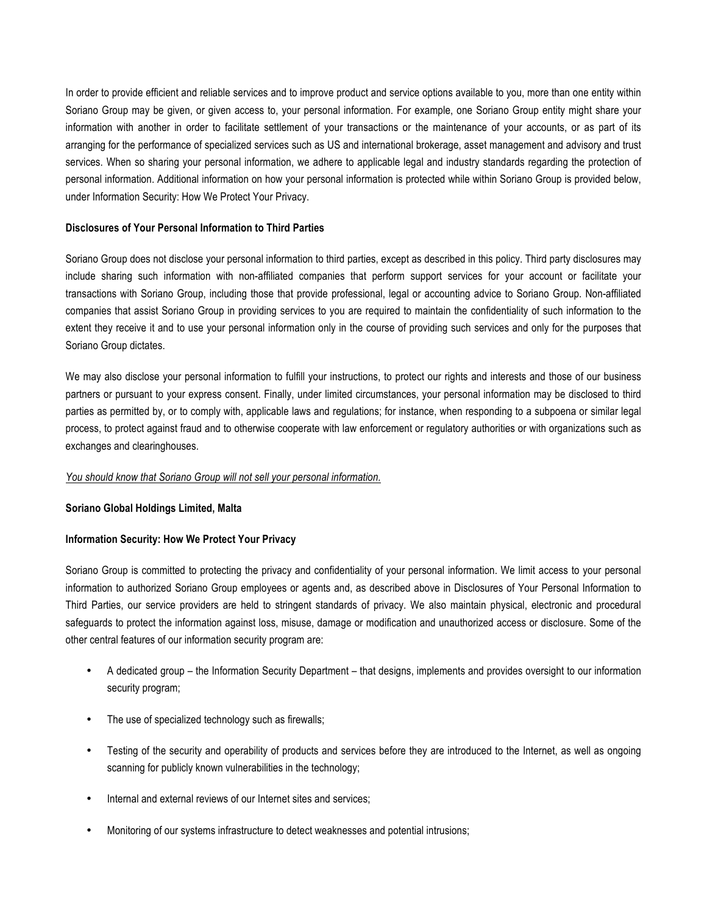In order to provide efficient and reliable services and to improve product and service options available to you, more than one entity within Soriano Group may be given, or given access to, your personal information. For example, one Soriano Group entity might share your information with another in order to facilitate settlement of your transactions or the maintenance of your accounts, or as part of its arranging for the performance of specialized services such as US and international brokerage, asset management and advisory and trust services. When so sharing your personal information, we adhere to applicable legal and industry standards regarding the protection of personal information. Additional information on how your personal information is protected while within Soriano Group is provided below, under Information Security: How We Protect Your Privacy.

**Disclosures of Your Personal Information to Third Parties**

Soriano Group does not disclose your personal information to third parties, except as described in this policy. Third party disclosures may include sharing such information with non-affiliated companies that perform support services for your account or facilitate your transactions with Soriano Group, including those that provide professional, legal or accounting advice to Soriano Group. Non-affiliated companies that assist Soriano Group in providing services to you are required to maintain the confidentiality of such information to the extent they receive it and to use your personal information only in the course of providing such services and only for the purposes that Soriano Group dictates.

We may also disclose your personal information to fulfill your instructions, to protect our rights and interests and those of our business partners or pursuant to your express consent. Finally, under limited circumstances, your personal information may be disclosed to third parties as permitted by, or to comply with, applicable laws and regulations; for instance, when responding to a subpoena or similar legal process, to protect against fraud and to otherwise cooperate with law enforcement or regulatory authorities or with organizations such as exchanges and clearinghouses.

<u>*You should know that Soriano Group will not sell your personal information.*</u>

**Soriano Global Holdings Limited, Malta**

**Information Security: How We Protect Your Privacy**

Soriano Group is committed to protecting the privacy and confidentiality of your personal information. We limit access to your personal information to authorized Soriano Group employees or agents and, as described above in Disclosures of Your Personal Information to Third Parties, our service providers are held to stringent standards of privacy. We also maintain physical, electronic and procedural safeguards to protect the information against loss, misuse, damage or modification and unauthorized access or disclosure. Some of the other central features of our information security program are:

- A dedicated group – the Information Security Department – that designs, implements and provides oversight to our information security program;
- The use of specialized technology such as firewalls;
- Testing of the security and operability of products and services before they are introduced to the Internet, as well as ongoing scanning for publicly known vulnerabilities in the technology;
- Internal and external reviews of our Internet sites and services;
- Monitoring of our systems infrastructure to detect weaknesses and potential intrusions;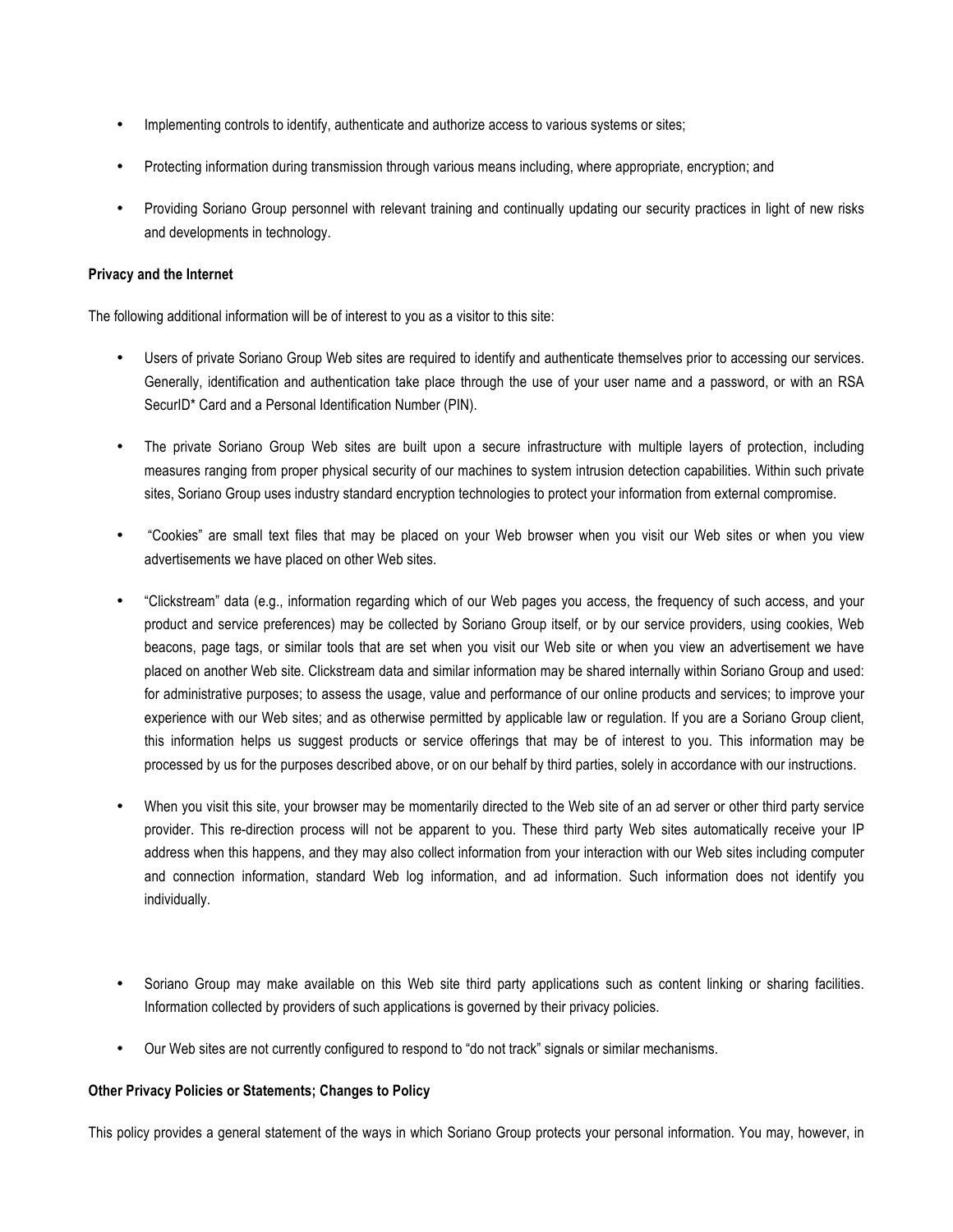- Implementing controls to identify, authenticate and authorize access to various systems or sites;
- Protecting information during transmission through various means including, where appropriate, encryption; and
- Providing Soriano Group personnel with relevant training and continually updating our security practices in light of new risks and developments in technology.

**Privacy and the Internet**

The following additional information will be of interest to you as a visitor to this site:

- Users of private Soriano Group Web sites are required to identify and authenticate themselves prior to accessing our services. Generally, identification and authentication take place through the use of your user name and a password, or with an RSA SecurID* Card and a Personal Identification Number (PIN).
- The private Soriano Group Web sites are built upon a secure infrastructure with multiple layers of protection, including measures ranging from proper physical security of our machines to system intrusion detection capabilities. Within such private sites, Soriano Group uses industry standard encryption technologies to protect your information from external compromise.
- "Cookies" are small text files that may be placed on your Web browser when you visit our Web sites or when you view advertisements we have placed on other Web sites.
- "Clickstream" data (e.g., information regarding which of our Web pages you access, the frequency of such access, and your product and service preferences) may be collected by Soriano Group itself, or by our service providers, using cookies, Web beacons, page tags, or similar tools that are set when you visit our Web site or when you view an advertisement we have placed on another Web site. Clickstream data and similar information may be shared internally within Soriano Group and used: for administrative purposes; to assess the usage, value and performance of our online products and services; to improve your experience with our Web sites; and as otherwise permitted by applicable law or regulation. If you are a Soriano Group client, this information helps us suggest products or service offerings that may be of interest to you. This information may be processed by us for the purposes described above, or on our behalf by third parties, solely in accordance with our instructions.
- When you visit this site, your browser may be momentarily directed to the Web site of an ad server or other third party service provider. This re-direction process will not be apparent to you. These third party Web sites automatically receive your IP address when this happens, and they may also collect information from your interaction with our Web sites including computer and connection information, standard Web log information, and ad information. Such information does not identify you individually.
- Soriano Group may make available on this Web site third party applications such as content linking or sharing facilities. Information collected by providers of such applications is governed by their privacy policies.
- Our Web sites are not currently configured to respond to "do not track" signals or similar mechanisms.

**Other Privacy Policies or Statements; Changes to Policy**

This policy provides a general statement of the ways in which Soriano Group protects your personal information. You may, however, in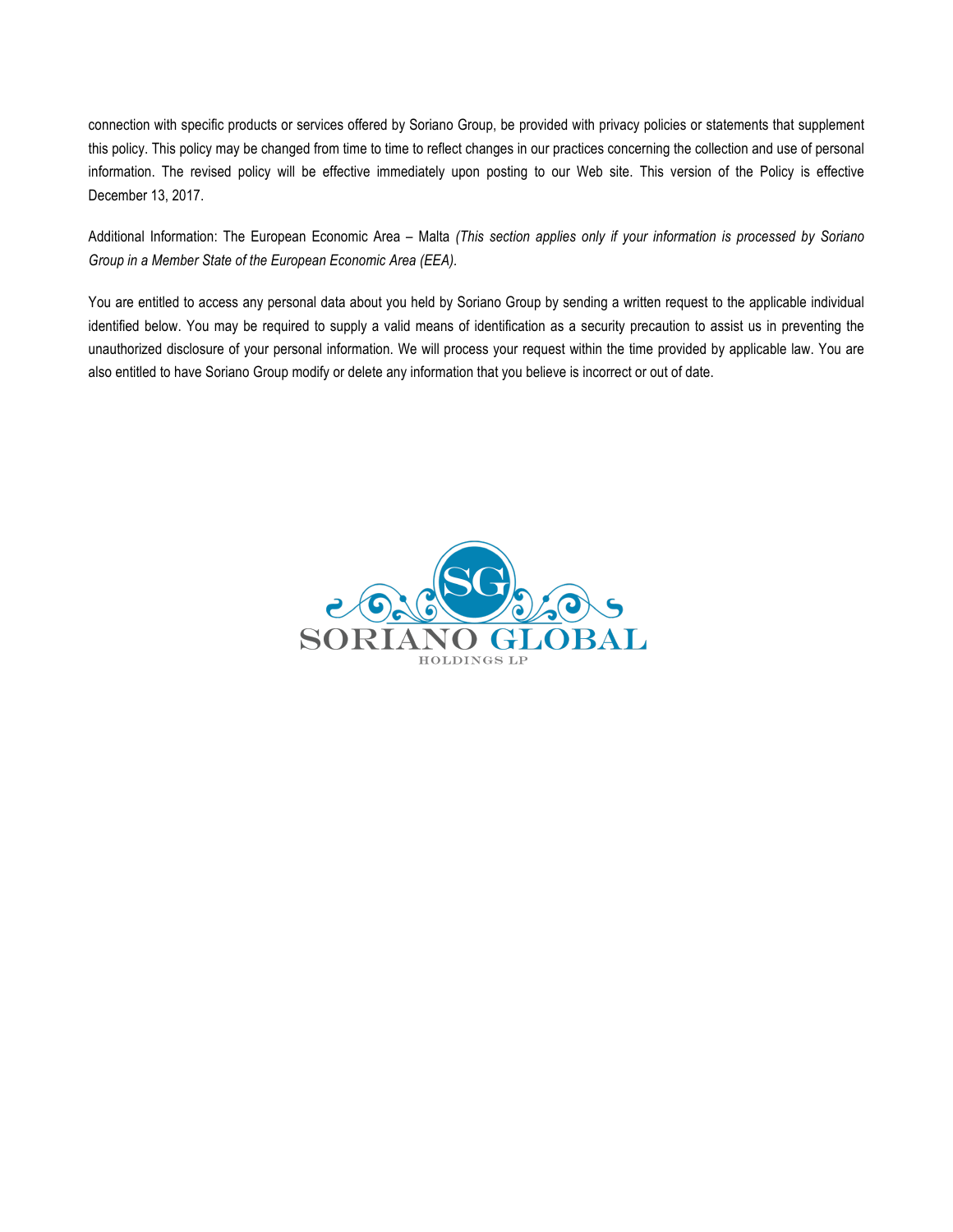connection with specific products or services offered by Soriano Group, be provided with privacy policies or statements that supplement this policy. This policy may be changed from time to time to reflect changes in our practices concerning the collection and use of personal information. The revised policy will be effective immediately upon posting to our Web site. This version of the Policy is effective December 13, 2017.

Additional Information: The European Economic Area – Malta *(This section applies only if your information is processed by Soriano Group in a Member State of the European Economic Area (EEA).*

You are entitled to access any personal data about you held by Soriano Group by sending a written request to the applicable individual identified below. You may be required to supply a valid means of identification as a security precaution to assist us in preventing the unauthorized disclosure of your personal information. We will process your request within the time provided by applicable law. You are also entitled to have Soriano Group modify or delete any information that you believe is incorrect or out of date.

SG

SORIANO GLOBAL

HOLDINGS LP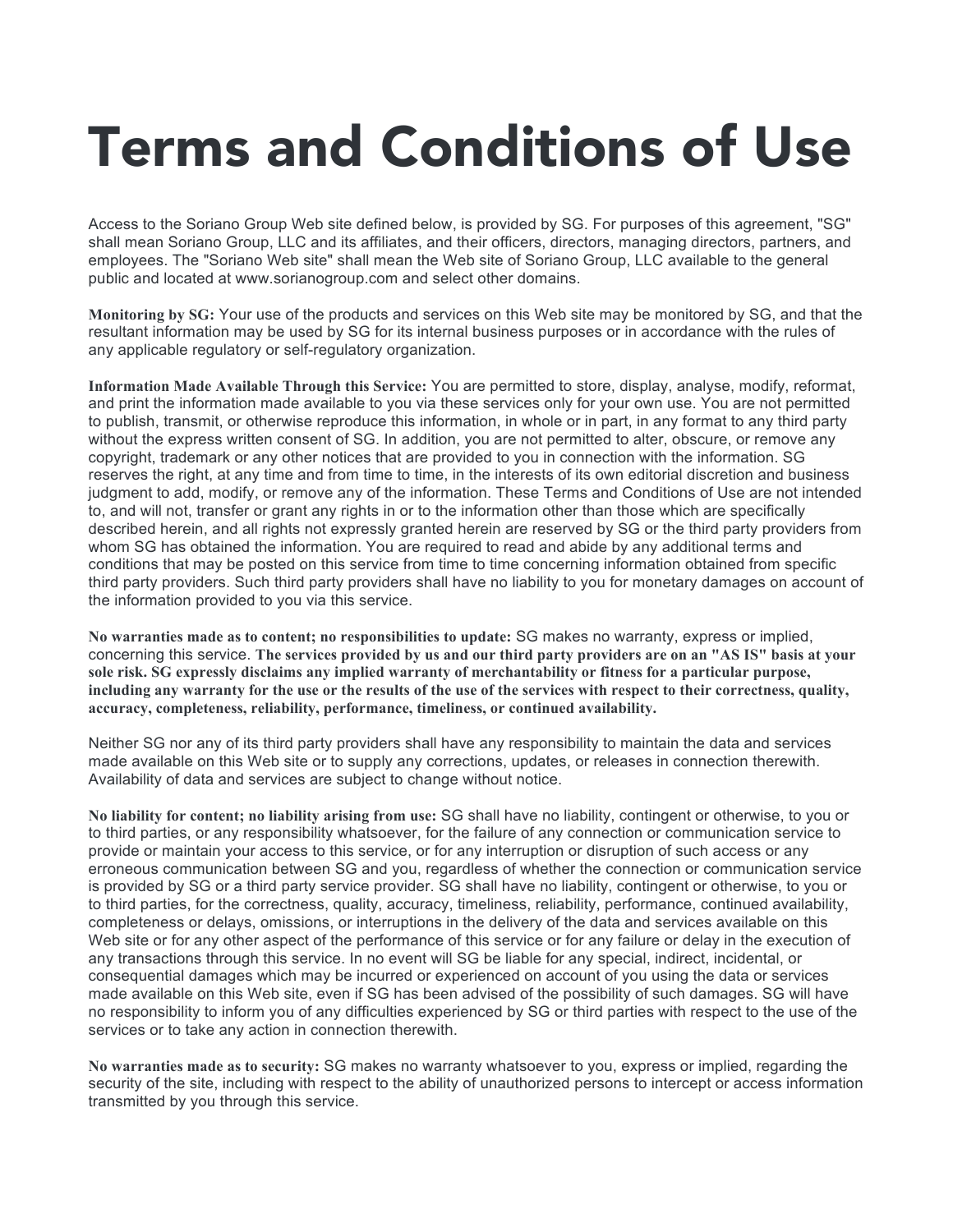# Terms and Conditions of Use

Access to the Soriano Group Web site defined below, is provided by SG. For purposes of this agreement, "SG" shall mean Soriano Group, LLC and its affiliates, and their officers, directors, managing directors, partners, and employees. The "Soriano Web site" shall mean the Web site of Soriano Group, LLC available to the general public and located at www.sorianogroup.com and select other domains.

**Monitoring by SG:** Your use of the products and services on this Web site may be monitored by SG, and that the resultant information may be used by SG for its internal business purposes or in accordance with the rules of any applicable regulatory or self-regulatory organization.

**Information Made Available Through this Service:** You are permitted to store, display, analyse, modify, reformat, and print the information made available to you via these services only for your own use. You are not permitted to publish, transmit, or otherwise reproduce this information, in whole or in part, in any format to any third party without the express written consent of SG. In addition, you are not permitted to alter, obscure, or remove any copyright, trademark or any other notices that are provided to you in connection with the information. SG reserves the right, at any time and from time to time, in the interests of its own editorial discretion and business judgment to add, modify, or remove any of the information. These Terms and Conditions of Use are not intended to, and will not, transfer or grant any rights in or to the information other than those which are specifically described herein, and all rights not expressly granted herein are reserved by SG or the third party providers from whom SG has obtained the information. You are required to read and abide by any additional terms and conditions that may be posted on this service from time to time concerning information obtained from specific third party providers. Such third party providers shall have no liability to you for monetary damages on account of the information provided to you via this service.

**No warranties made as to content; no responsibilities to update:** SG makes no warranty, express or implied, concerning this service. **The services provided by us and our third party providers are on an "AS IS" basis at your sole risk. SG expressly disclaims any implied warranty of merchantability or fitness for a particular purpose, including any warranty for the use or the results of the use of the services with respect to their correctness, quality, accuracy, completeness, reliability, performance, timeliness, or continued availability.**

Neither SG nor any of its third party providers shall have any responsibility to maintain the data and services made available on this Web site or to supply any corrections, updates, or releases in connection therewith. Availability of data and services are subject to change without notice.

**No liability for content; no liability arising from use:** SG shall have no liability, contingent or otherwise, to you or to third parties, or any responsibility whatsoever, for the failure of any connection or communication service to provide or maintain your access to this service, or for any interruption or disruption of such access or any erroneous communication between SG and you, regardless of whether the connection or communication service is provided by SG or a third party service provider. SG shall have no liability, contingent or otherwise, to you or to third parties, for the correctness, quality, accuracy, timeliness, reliability, performance, continued availability, completeness or delays, omissions, or interruptions in the delivery of the data and services available on this Web site or for any other aspect of the performance of this service or for any failure or delay in the execution of any transactions through this service. In no event will SG be liable for any special, indirect, incidental, or consequential damages which may be incurred or experienced on account of you using the data or services made available on this Web site, even if SG has been advised of the possibility of such damages. SG will have no responsibility to inform you of any difficulties experienced by SG or third parties with respect to the use of the services or to take any action in connection therewith.

**No warranties made as to security:** SG makes no warranty whatsoever to you, express or implied, regarding the security of the site, including with respect to the ability of unauthorized persons to intercept or access information transmitted by you through this service.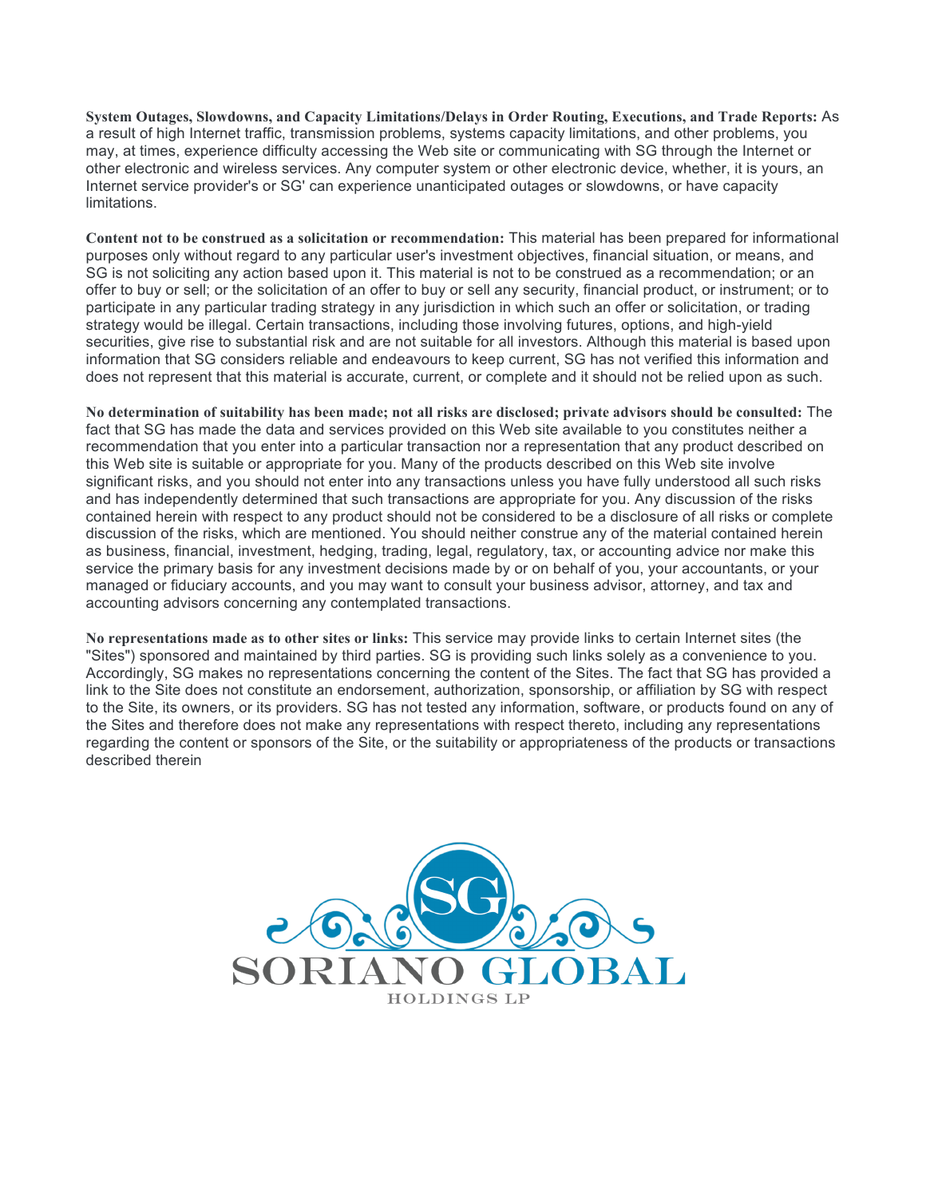**System Outages, Slowdowns, and Capacity Limitations/Delays in Order Routing, Executions, and Trade Reports:** As a result of high Internet traffic, transmission problems, systems capacity limitations, and other problems, you may, at times, experience difficulty accessing the Web site or communicating with SG through the Internet or other electronic and wireless services. Any computer system or other electronic device, whether, it is yours, an Internet service provider's or SG' can experience unanticipated outages or slowdowns, or have capacity limitations.

**Content not to be construed as a solicitation or recommendation:** This material has been prepared for informational purposes only without regard to any particular user's investment objectives, financial situation, or means, and SG is not soliciting any action based upon it. This material is not to be construed as a recommendation; or an offer to buy or sell; or the solicitation of an offer to buy or sell any security, financial product, or instrument; or to participate in any particular trading strategy in any jurisdiction in which such an offer or solicitation, or trading strategy would be illegal. Certain transactions, including those involving futures, options, and high-yield securities, give rise to substantial risk and are not suitable for all investors. Although this material is based upon information that SG considers reliable and endeavours to keep current, SG has not verified this information and does not represent that this material is accurate, current, or complete and it should not be relied upon as such.

**No determination of suitability has been made; not all risks are disclosed; private advisors should be consulted:** The fact that SG has made the data and services provided on this Web site available to you constitutes neither a recommendation that you enter into a particular transaction nor a representation that any product described on this Web site is suitable or appropriate for you. Many of the products described on this Web site involve significant risks, and you should not enter into any transactions unless you have fully understood all such risks and has independently determined that such transactions are appropriate for you. Any discussion of the risks contained herein with respect to any product should not be considered to be a disclosure of all risks or complete discussion of the risks, which are mentioned. You should neither construe any of the material contained herein as business, financial, investment, hedging, trading, legal, regulatory, tax, or accounting advice nor make this service the primary basis for any investment decisions made by or on behalf of you, your accountants, or your managed or fiduciary accounts, and you may want to consult your business advisor, attorney, and tax and accounting advisors concerning any contemplated transactions.

**No representations made as to other sites or links:** This service may provide links to certain Internet sites (the "Sites") sponsored and maintained by third parties. SG is providing such links solely as a convenience to you. Accordingly, SG makes no representations concerning the content of the Sites. The fact that SG has provided a link to the Site does not constitute an endorsement, authorization, sponsorship, or affiliation by SG with respect to the Site, its owners, or its providers. SG has not tested any information, software, or products found on any of the Sites and therefore does not make any representations with respect thereto, including any representations regarding the content or sponsors of the Site, or the suitability or appropriateness of the products or transactions described therein

SG

SORIANO GLOBAL

HOLDINGS LP